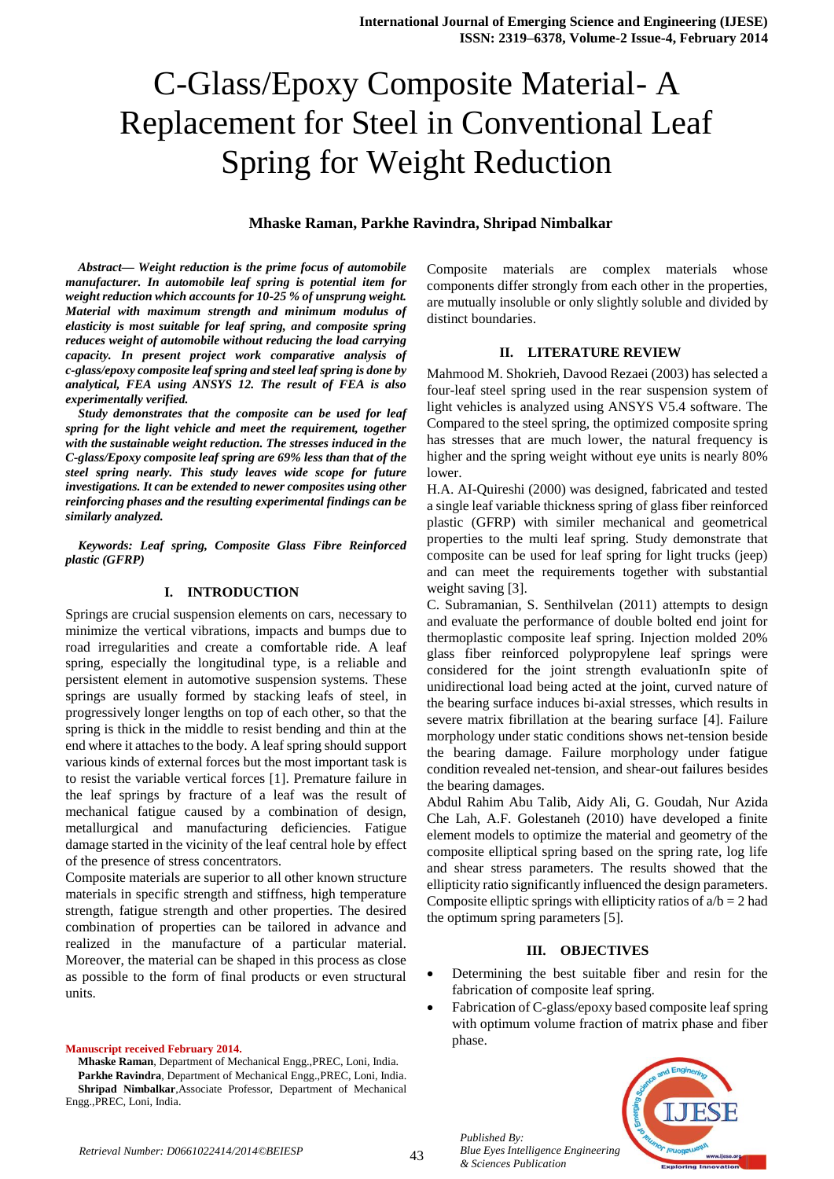# C-Glass/Epoxy Composite Material- A Replacement for Steel in Conventional Leaf Spring for Weight Reduction

**Mhaske Raman, Parkhe Ravindra, Shripad Nimbalkar**

***Abstract— Weight reduction is the prime focus of automobile manufacturer. In automobile leaf spring is potential item for weight reduction which accounts for 10-25 % of unsprung weight. Material with maximum strength and minimum modulus of elasticity is most suitable for leaf spring, and composite spring reduces weight of automobile without reducing the load carrying capacity. In present project work comparative analysis of c-glass/epoxy composite leaf spring and steel leaf spring is done by analytical, FEA using ANSYS 12. The result of FEA is also experimentally verified.***

***Study demonstrates that the composite can be used for leaf spring for the light vehicle and meet the requirement, together with the sustainable weight reduction. The stresses induced in the C-glass/Epoxy composite leaf spring are 69% less than that of the steel spring nearly. This study leaves wide scope for future investigations. It can be extended to newer composites using other reinforcing phases and the resulting experimental findings can be similarly analyzed.***

***Keywords: Leaf spring, Composite Glass Fibre Reinforced plastic (GFRP)***

## I. INTRODUCTION

Springs are crucial suspension elements on cars, necessary to minimize the vertical vibrations, impacts and bumps due to road irregularities and create a comfortable ride. A leaf spring, especially the longitudinal type, is a reliable and persistent element in automotive suspension systems. These springs are usually formed by stacking leafs of steel, in progressively longer lengths on top of each other, so that the spring is thick in the middle to resist bending and thin at the end where it attaches to the body. A leaf spring should support various kinds of external forces but the most important task is to resist the variable vertical forces [1]. Premature failure in the leaf springs by fracture of a leaf was the result of mechanical fatigue caused by a combination of design, metallurgical and manufacturing deficiencies. Fatigue damage started in the vicinity of the leaf central hole by effect of the presence of stress concentrators.

Composite materials are superior to all other known structure materials in specific strength and stiffness, high temperature strength, fatigue strength and other properties. The desired combination of properties can be tailored in advance and realized in the manufacture of a particular material. Moreover, the material can be shaped in this process as close as possible to the form of final products or even structural units.

**Manuscript received February 2014.**

**Mhaske Raman**, Department of Mechanical Engg.,PREC, Loni, India.

**Parkhe Ravindra**, Department of Mechanical Engg.,PREC, Loni, India.

**Shripad Nimbalkar**,Associate Professor, Department of Mechanical Engg.,PREC, Loni, India.

Composite materials are complex materials whose components differ strongly from each other in the properties, are mutually insoluble or only slightly soluble and divided by distinct boundaries.

## II. LITERATURE REVIEW

Mahmood M. Shokrieh, Davood Rezaei (2003) has selected a four-leaf steel spring used in the rear suspension system of light vehicles is analyzed using ANSYS V5.4 software. The Compared to the steel spring, the optimized composite spring has stresses that are much lower, the natural frequency is higher and the spring weight without eye units is nearly 80% lower.

H.A. AI-Quireshi (2000) was designed, fabricated and tested a single leaf variable thickness spring of glass fiber reinforced plastic (GFRP) with similer mechanical and geometrical properties to the multi leaf spring. Study demonstrate that composite can be used for leaf spring for light trucks (jeep) and can meet the requirements together with substantial weight saving [3].

C. Subramanian, S. Senthilvelan (2011) attempts to design and evaluate the performance of double bolted end joint for thermoplastic composite leaf spring. Injection molded 20% glass fiber reinforced polypropylene leaf springs were considered for the joint strength evaluationIn spite of unidirectional load being acted at the joint, curved nature of the bearing surface induces bi-axial stresses, which results in severe matrix fibrillation at the bearing surface [4]. Failure morphology under static conditions shows net-tension beside the bearing damage. Failure morphology under fatigue condition revealed net-tension, and shear-out failures besides the bearing damages.

Abdul Rahim Abu Talib, Aidy Ali, G. Goudah, Nur Azida Che Lah, A.F. Golestaneh (2010) have developed a finite element models to optimize the material and geometry of the composite elliptical spring based on the spring rate, log life and shear stress parameters. The results showed that the ellipticity ratio significantly influenced the design parameters. Composite elliptic springs with ellipticity ratios of $a/b = 2$ had the optimum spring parameters [5].

## III. OBJECTIVES

- Determining the best suitable fiber and resin for the fabrication of composite leaf spring.
- Fabrication of C-glass/epoxy based composite leaf spring with optimum volume fraction of matrix phase and fiber phase.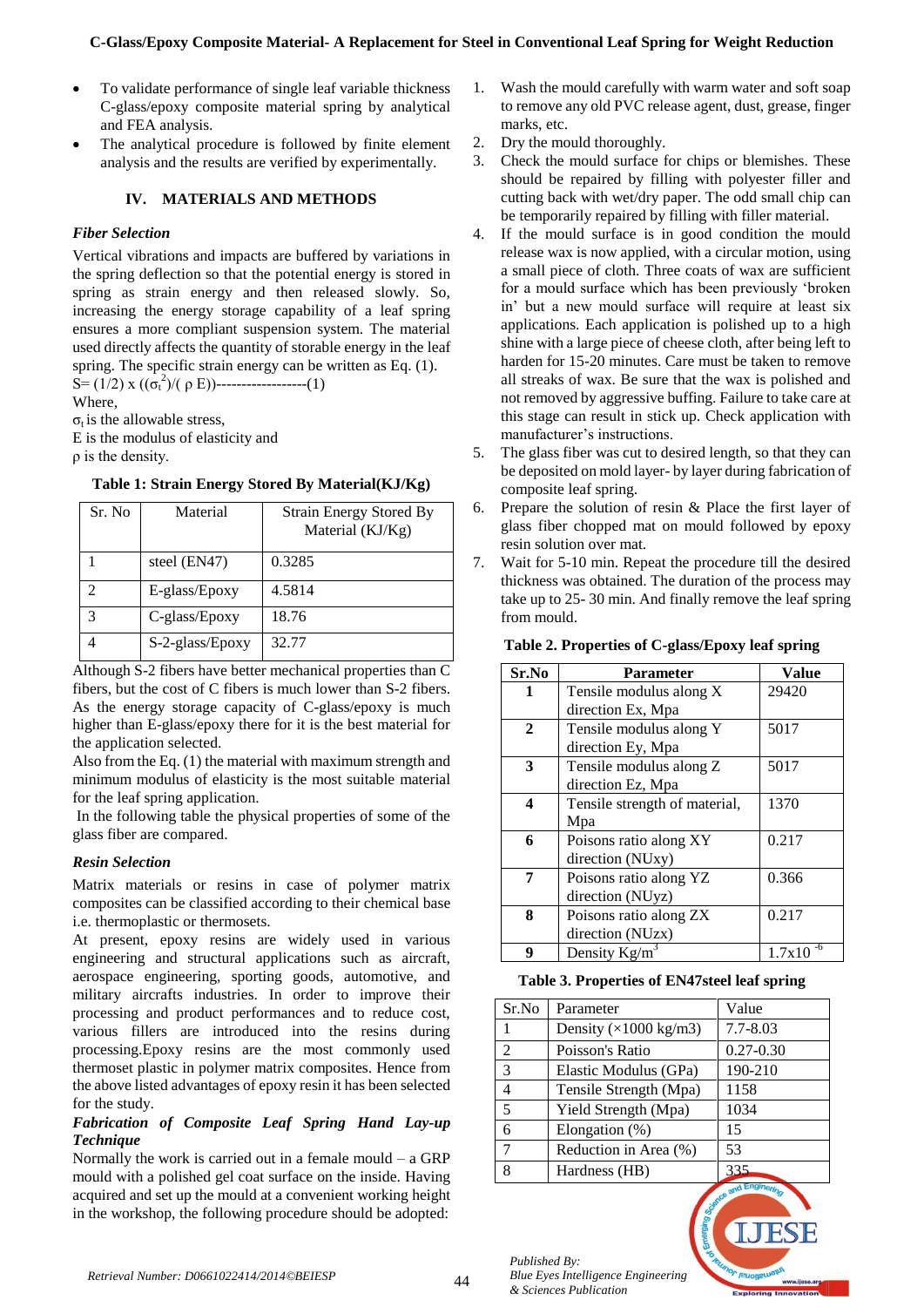- To validate performance of single leaf variable thickness C-glass/epoxy composite material spring by analytical and FEA analysis.
- The analytical procedure is followed by finite element analysis and the results are verified by experimentally.

## IV. MATERIALS AND METHODS

### *Fiber Selection*

Vertical vibrations and impacts are buffered by variations in the spring deflection so that the potential energy is stored in spring as strain energy and then released slowly. So, increasing the energy storage capability of a leaf spring ensures a more compliant suspension system. The material used directly affects the quantity of storable energy in the leaf spring. The specific strain energy can be written as Eq. (1).

$S= (1/2) \times ((\sigma_t^2)/( \rho E))$------------------(1)

Where,

$\sigma_t$ is the allowable stress,

E is the modulus of elasticity and

$\rho$ is the density.

**Table 1: Strain Energy Stored By Material(KJ/Kg)**

| Sr. No | Material | Strain Energy Stored By Material (KJ/Kg) |
|---|---|---|
| 1 | steel (EN47) | 0.3285 |
| 2 | E-glass/Epoxy | 4.5814 |
| 3 | C-glass/Epoxy | 18.76 |
| 4 | S-2-glass/Epoxy | 32.77 |

Although S-2 fibers have better mechanical properties than C fibers, but the cost of C fibers is much lower than S-2 fibers. As the energy storage capacity of C-glass/epoxy is much higher than E-glass/epoxy there for it is the best material for the application selected.

Also from the Eq. (1) the material with maximum strength and minimum modulus of elasticity is the most suitable material for the leaf spring application.

In the following table the physical properties of some of the glass fiber are compared.

### *Resin Selection*

Matrix materials or resins in case of polymer matrix composites can be classified according to their chemical base i.e. thermoplastic or thermosets.

At present, epoxy resins are widely used in various engineering and structural applications such as aircraft, aerospace engineering, sporting goods, automotive, and military aircrafts industries. In order to improve their processing and product performances and to reduce cost, various fillers are introduced into the resins during processing.Epoxy resins are the most commonly used thermoset plastic in polymer matrix composites. Hence from the above listed advantages of epoxy resin it has been selected for the study.

### *Fabrication of Composite Leaf Spring Hand Lay-up Technique*

Normally the work is carried out in a female mould – a GRP mould with a polished gel coat surface on the inside. Having acquired and set up the mould at a convenient working height in the workshop, the following procedure should be adopted:

1. Wash the mould carefully with warm water and soft soap to remove any old PVC release agent, dust, grease, finger marks, etc.
2. Dry the mould thoroughly.
3. Check the mould surface for chips or blemishes. These should be repaired by filling with polyester filler and cutting back with wet/dry paper. The odd small chip can be temporarily repaired by filling with filler material.
4. If the mould surface is in good condition the mould release wax is now applied, with a circular motion, using a small piece of cloth. Three coats of wax are sufficient for a mould surface which has been previously 'broken in' but a new mould surface will require at least six applications. Each application is polished up to a high shine with a large piece of cheese cloth, after being left to harden for 15-20 minutes. Care must be taken to remove all streaks of wax. Be sure that the wax is polished and not removed by aggressive buffing. Failure to take care at this stage can result in stick up. Check application with manufacturer's instructions.
5. The glass fiber was cut to desired length, so that they can be deposited on mold layer- by layer during fabrication of composite leaf spring.
6. Prepare the solution of resin & Place the first layer of glass fiber chopped mat on mould followed by epoxy resin solution over mat.
7. Wait for 5-10 min. Repeat the procedure till the desired thickness was obtained. The duration of the process may take up to 25- 30 min. And finally remove the leaf spring from mould.

**Table 2. Properties of C-glass/Epoxy leaf spring**

| Sr.No | Parameter | Value |
|---|---|---|
| 1 | Tensile modulus along X direction Ex, Mpa | 29420 |
| 2 | Tensile modulus along Y direction Ey, Mpa | 5017 |
| 3 | Tensile modulus along Z direction Ez, Mpa | 5017 |
| 4 | Tensile strength of material, Mpa | 1370 |
| 6 | Poisons ratio along XY direction (NUxy) | 0.217 |
| 7 | Poisons ratio along YZ direction (NUyz) | 0.366 |
| 8 | Poisons ratio along ZX direction (NUzx) | 0.217 |
| 9 | Density Kg/m$^3$ | $1.7\times10^{-6}$ |

**Table 3. Properties of EN47steel leaf spring**

| Sr.No | Parameter | Value |
|---|---|---|
| 1 | Density (×1000 kg/m3) | 7.7-8.03 |
| 2 | Poisson's Ratio | 0.27-0.30 |
| 3 | Elastic Modulus (GPa) | 190-210 |
| 4 | Tensile Strength (Mpa) | 1158 |
| 5 | Yield Strength (Mpa) | 1034 |
| 6 | Elongation (%) | 15 |
| 7 | Reduction in Area (%) | 53 |
| 8 | Hardness (HB) | 335 |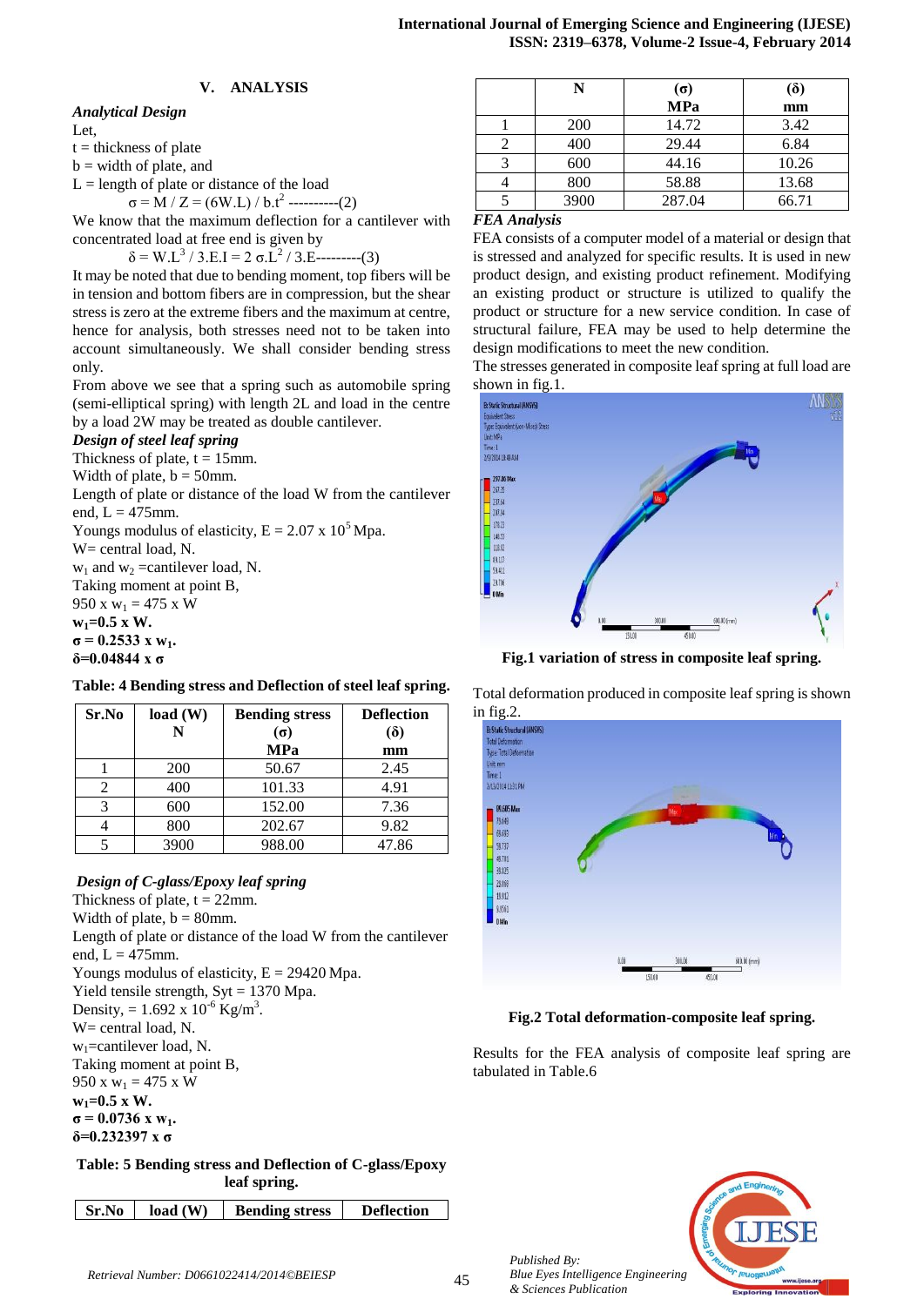## V. ANALYSIS

### *Analytical Design*

Let,

t = thickness of plate

b = width of plate, and

L = length of plate or distance of the load

$$\sigma = M / Z = (6W.L) / b.t^2 \text{ ----------(2)}$$

We know that the maximum deflection for a cantilever with concentrated load at free end is given by

$$\delta = W.L^3 / 3.E.I = 2\ \sigma.L^2 / 3.E\text{---------(3)}$$

It may be noted that due to bending moment, top fibers will be in tension and bottom fibers are in compression, but the shear stress is zero at the extreme fibers and the maximum at centre, hence for analysis, both stresses need not to be taken into account simultaneously. We shall consider bending stress only.

From above we see that a spring such as automobile spring (semi-elliptical spring) with length 2L and load in the centre by a load 2W may be treated as double cantilever.

### *Design of steel leaf spring*

Thickness of plate, t = 15mm.

Width of plate, b = 50mm.

Length of plate or distance of the load W from the cantilever end, L = 475mm.

Youngs modulus of elasticity, E = 2.07 x $10^5$ Mpa.

W= central load, N.

$w_1$ and $w_2$ =cantilever load, N.

Taking moment at point B,

950 x $w_1$ = 475 x W

**$w_1$=0.5 x W.**

**$\sigma$ = 0.2533 x $w_1$.**

**$\delta$=0.04844 x $\sigma$**

**Table: 4 Bending stress and Deflection of steel leaf spring.**

| Sr.No | load (W) N | Bending stress ($\sigma$) MPa | Deflection ($\delta$) mm |
|---|---|---|---|
| 1 | 200 | 50.67 | 2.45 |
| 2 | 400 | 101.33 | 4.91 |
| 3 | 600 | 152.00 | 7.36 |
| 4 | 800 | 202.67 | 9.82 |
| 5 | 3900 | 988.00 | 47.86 |

### *Design of C-glass/Epoxy leaf spring*

Thickness of plate, t = 22mm.

Width of plate, b = 80mm.

Length of plate or distance of the load W from the cantilever end, L = 475mm.

Youngs modulus of elasticity, E = 29420 Mpa.

Yield tensile strength, Syt = 1370 Mpa.

Density, = 1.692 x $10^{-6}$ Kg/m$^3$.

W= central load, N.

$w_1$=cantilever load, N.

Taking moment at point B,

950 x $w_1$ = 475 x W

**$w_1$=0.5 x W.**

**$\sigma$ = 0.0736 x $w_1$.**

**$\delta$=0.232397 x $\sigma$**

**Table: 5 Bending stress and Deflection of C-glass/Epoxy leaf spring.**

| Sr.No | load (W) N | Bending stress ($\sigma$) MPa | Deflection ($\delta$) mm |
|---|---|---|---|
| 1 | 200 | 14.72 | 3.42 |
| 2 | 400 | 29.44 | 6.84 |
| 3 | 600 | 44.16 | 10.26 |
| 4 | 800 | 58.88 | 13.68 |
| 5 | 3900 | 287.04 | 66.71 |

### *FEA Analysis*

FEA consists of a computer model of a material or design that is stressed and analyzed for specific results. It is used in new product design, and existing product refinement. Modifying an existing product or structure is utilized to qualify the product or structure for a new service condition. In case of structural failure, FEA may be used to help determine the design modifications to meet the new condition.

The stresses generated in composite leaf spring at full load are shown in fig.1.

**Fig.1 variation of stress in composite leaf spring.**

Total deformation produced in composite leaf spring is shown in fig.2.

**Fig.2 Total deformation-composite leaf spring.**

Results for the FEA analysis of composite leaf spring are tabulated in Table.6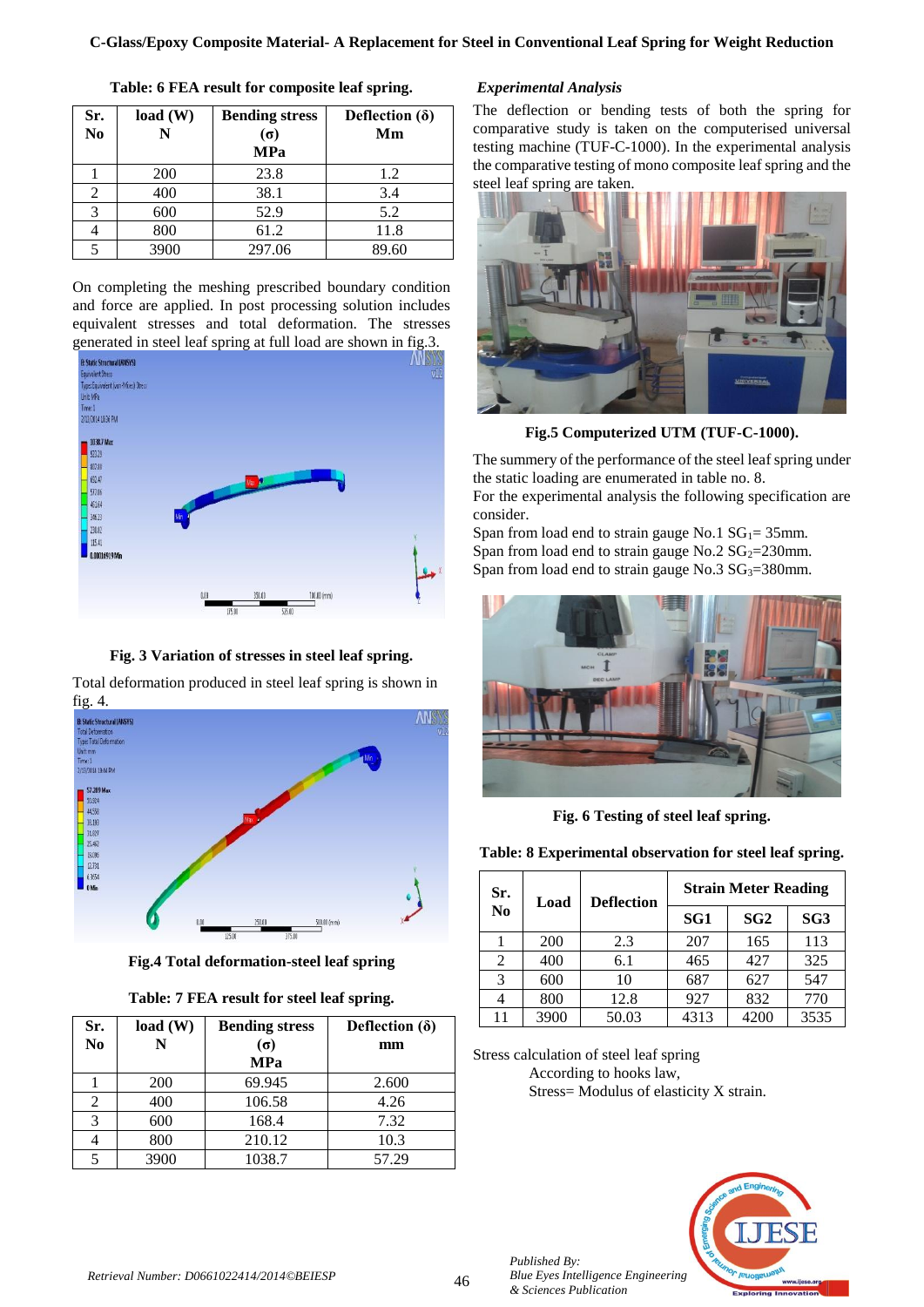**Table: 6 FEA result for composite leaf spring.**

| Sr. No | load (W) N | Bending stress (σ) MPa | Deflection (δ) Mm |
|---|---|---|---|
| 1 | 200 | 23.8 | 1.2 |
| 2 | 400 | 38.1 | 3.4 |
| 3 | 600 | 52.9 | 5.2 |
| 4 | 800 | 61.2 | 11.8 |
| 5 | 3900 | 297.06 | 89.60 |

On completing the meshing prescribed boundary condition and force are applied. In post processing solution includes equivalent stresses and total deformation. The stresses generated in steel leaf spring at full load are shown in fig.3.

**Fig. 3 Variation of stresses in steel leaf spring.**

Total deformation produced in steel leaf spring is shown in fig. 4.

**Fig.4 Total deformation-steel leaf spring**

**Table: 7 FEA result for steel leaf spring.**

| Sr. No | load (W) N | Bending stress (σ) MPa | Deflection (δ) mm |
|---|---|---|---|
| 1 | 200 | 69.945 | 2.600 |
| 2 | 400 | 106.58 | 4.26 |
| 3 | 600 | 168.4 | 7.32 |
| 4 | 800 | 210.12 | 10.3 |
| 5 | 3900 | 1038.7 | 57.29 |

*Experimental Analysis*

The deflection or bending tests of both the spring for comparative study is taken on the computerised universal testing machine (TUF-C-1000). In the experimental analysis the comparative testing of mono composite leaf spring and the steel leaf spring are taken.

**Fig.5 Computerized UTM (TUF-C-1000).**

The summery of the performance of the steel leaf spring under the static loading are enumerated in table no. 8.

For the experimental analysis the following specification are consider.

Span from load end to strain gauge No.1 $SG_1$= 35mm.

Span from load end to strain gauge No.2 $SG_2$=230mm.

Span from load end to strain gauge No.3 $SG_3$=380mm.

**Fig. 6 Testing of steel leaf spring.**

**Table: 8 Experimental observation for steel leaf spring.**

| Sr. No | Load | Deflection | Strain Meter Reading | | |
|---|---|---|---|---|---|
| | | | SG1 | SG2 | SG3 |
| 1 | 200 | 2.3 | 207 | 165 | 113 |
| 2 | 400 | 6.1 | 465 | 427 | 325 |
| 3 | 600 | 10 | 687 | 627 | 547 |
| 4 | 800 | 12.8 | 927 | 832 | 770 |
| 11 | 3900 | 50.03 | 4313 | 4200 | 3535 |

Stress calculation of steel leaf spring

According to hooks law,

Stress= Modulus of elasticity X strain.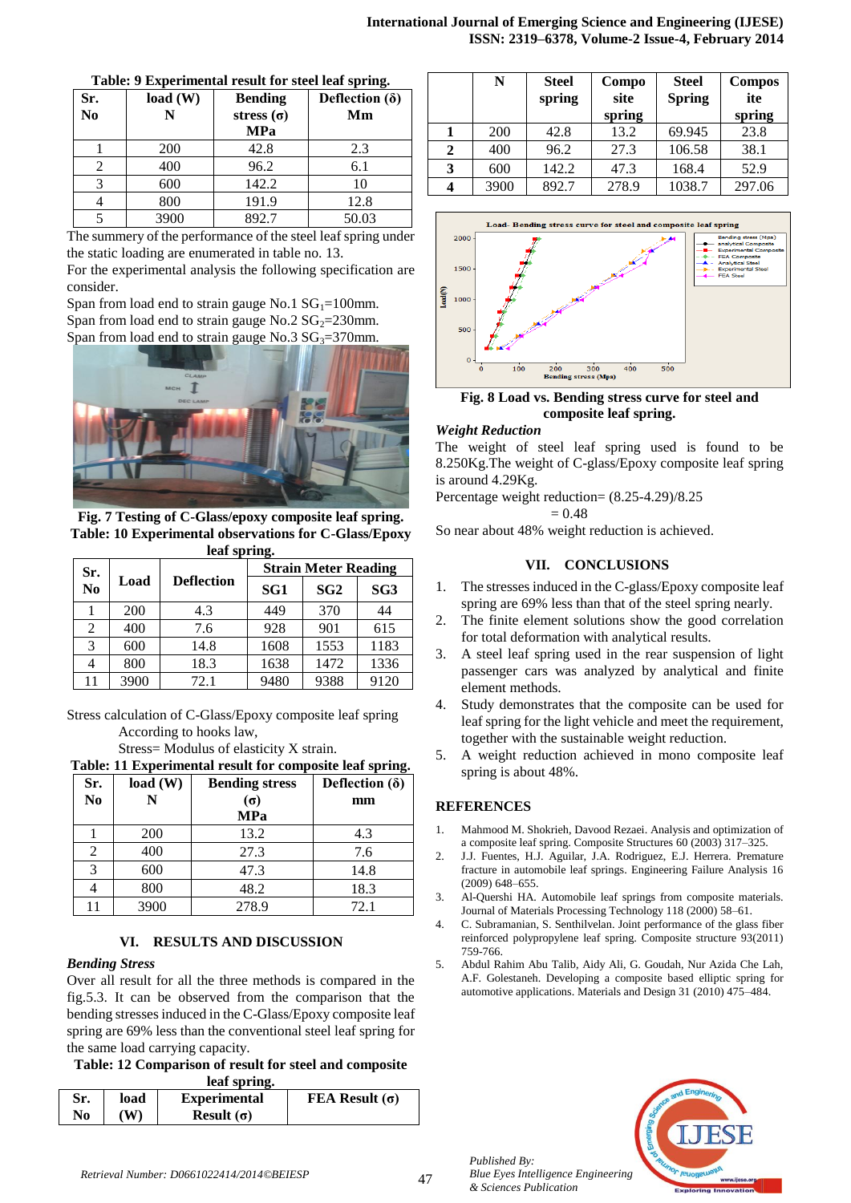Table: 9 Experimental result for steel leaf spring.

| Sr. No | load (W) N | Bending stress (σ) MPa | Deflection (δ) Mm |
|---|---|---|---|
| 1 | 200 | 42.8 | 2.3 |
| 2 | 400 | 96.2 | 6.1 |
| 3 | 600 | 142.2 | 10 |
| 4 | 800 | 191.9 | 12.8 |
| 5 | 3900 | 892.7 | 50.03 |

The summery of the performance of the steel leaf spring under the static loading are enumerated in table no. 13.

For the experimental analysis the following specification are consider.

Span from load end to strain gauge No.1 $SG_1$=100mm.
Span from load end to strain gauge No.2 $SG_2$=230mm.
Span from load end to strain gauge No.3 $SG_3$=370mm.

CLAMP
MCH
DEC LAMP

Fig. 7 Testing of C-Glass/epoxy composite leaf spring.

Table: 10 Experimental observations for C-Glass/Epoxy leaf spring.

| Sr. No | Load | Deflection | Strain Meter Reading | | |
|---|---|---|---|---|---|
| | | | SG1 | SG2 | SG3 |
| 1 | 200 | 4.3 | 449 | 370 | 44 |
| 2 | 400 | 7.6 | 928 | 901 | 615 |
| 3 | 600 | 14.8 | 1608 | 1553 | 1183 |
| 4 | 800 | 18.3 | 1638 | 1472 | 1336 |
| 11 | 3900 | 72.1 | 9480 | 9388 | 9120 |

Stress calculation of C-Glass/Epoxy composite leaf spring

According to hooks law,

Stress= Modulus of elasticity X strain.

Table: 11 Experimental result for composite leaf spring.

| Sr. No | load (W) N | Bending stress (σ) MPa | Deflection (δ) mm |
|---|---|---|---|
| 1 | 200 | 13.2 | 4.3 |
| 2 | 400 | 27.3 | 7.6 |
| 3 | 600 | 47.3 | 14.8 |
| 4 | 800 | 48.2 | 18.3 |
| 11 | 3900 | 278.9 | 72.1 |

## VI. RESULTS AND DISCUSSION

### *Bending Stress*

Over all result for all the three methods is compared in the fig.5.3. It can be observed from the comparison that the bending stresses induced in the C-Glass/Epoxy composite leaf spring are 69% less than the conventional steel leaf spring for the same load carrying capacity.

Table: 12 Comparison of result for steel and composite leaf spring.

| Sr. No | load (W) N | Experimental Result (σ) Steel spring | Experimental Result (σ) Composite spring | FEA Result (σ) Steel Spring | FEA Result (σ) Composite spring |
|---|---|---|---|---|---|
| 1 | 200 | 42.8 | 13.2 | 69.945 | 23.8 |
| 2 | 400 | 96.2 | 27.3 | 106.58 | 38.1 |
| 3 | 600 | 142.2 | 47.3 | 168.4 | 52.9 |
| 4 | 3900 | 892.7 | 278.9 | 1038.7 | 297.06 |

Load- Bending stress curve for steel and composite leaf spring
2000
1500
1000
500
0
load(N)
0
100
200
300
400
500
Bending stress (Mpa)
Bending stress (Mpa)
analytical Composite
Experimental Composite
FEA Composite
Analytical Steel
Experimental Steel
FEA Steel

Fig. 8 Load vs. Bending stress curve for steel and composite leaf spring.

### *Weight Reduction*

The weight of steel leaf spring used is found to be 8.250Kg.The weight of C-glass/Epoxy composite leaf spring is around 4.29Kg.

Percentage weight reduction= (8.25-4.29)/8.25

= 0.48

So near about 48% weight reduction is achieved.

## VII. CONCLUSIONS

1. The stresses induced in the C-glass/Epoxy composite leaf spring are 69% less than that of the steel spring nearly.
2. The finite element solutions show the good correlation for total deformation with analytical results.
3. A steel leaf spring used in the rear suspension of light passenger cars was analyzed by analytical and finite element methods.
4. Study demonstrates that the composite can be used for leaf spring for the light vehicle and meet the requirement, together with the sustainable weight reduction.
5. A weight reduction achieved in mono composite leaf spring is about 48%.

## REFERENCES

1. Mahmood M. Shokrieh, Davood Rezaei. Analysis and optimization of a composite leaf spring. Composite Structures 60 (2003) 317–325.
2. J.J. Fuentes, H.J. Aguilar, J.A. Rodriguez, E.J. Herrera. Premature fracture in automobile leaf springs. Engineering Failure Analysis 16 (2009) 648–655.
3. Al-Qurshi HA. Automobile leaf springs from composite materials. Journal of Materials Processing Technology 118 (2000) 58–61.
4. C. Subramanian, S. Senthilvelan. Joint performance of the glass fiber reinforced polypropylene leaf spring. Composite structure 93(2011) 759-766.
5. Abdul Rahim Abu Talib, Aidy Ali, G. Goudah, Nur Azida Che Lah, A.F. Golestaneh. Developing a composite based elliptic spring for automotive applications. Materials and Design 31 (2010) 475–484.